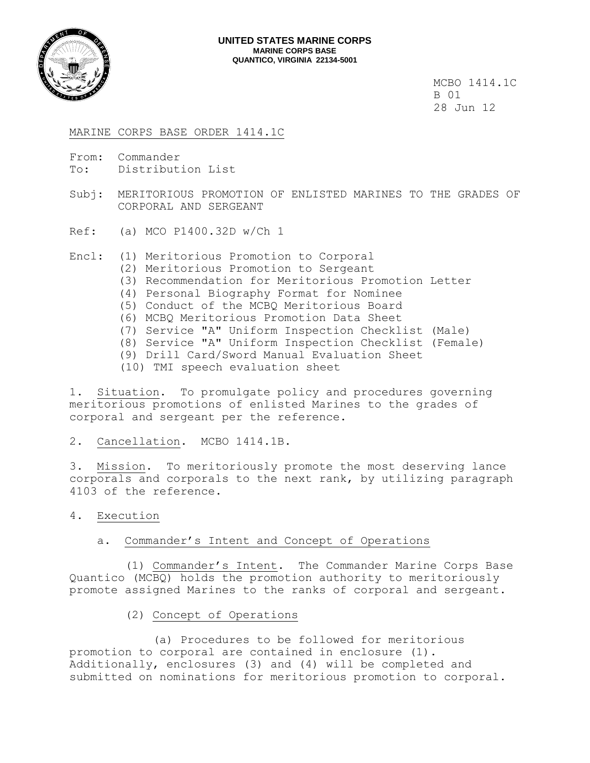**UNITED STATES MARINE CORPS**
**MARINE CORPS BASE**
**QUANTICO, VIRGINIA 22134-5001**

MCBO 1414.1C
B 01
28 Jun 12

MARINE CORPS BASE ORDER 1414.1C

From: Commander
To: Distribution List

Subj: MERITORIOUS PROMOTION OF ENLISTED MARINES TO THE GRADES OF CORPORAL AND SERGEANT

Ref: (a) MCO P1400.32D w/Ch 1

Encl: (1) Meritorious Promotion to Corporal
(2) Meritorious Promotion to Sergeant
(3) Recommendation for Meritorious Promotion Letter
(4) Personal Biography Format for Nominee
(5) Conduct of the MCBQ Meritorious Board
(6) MCBQ Meritorious Promotion Data Sheet
(7) Service "A" Uniform Inspection Checklist (Male)
(8) Service "A" Uniform Inspection Checklist (Female)
(9) Drill Card/Sword Manual Evaluation Sheet
(10) TMI speech evaluation sheet

1. Situation. To promulgate policy and procedures governing meritorious promotions of enlisted Marines to the grades of corporal and sergeant per the reference.

2. Cancellation. MCBO 1414.1B.

3. Mission. To meritoriously promote the most deserving lance corporals and corporals to the next rank, by utilizing paragraph 4103 of the reference.

4. Execution

a. Commander's Intent and Concept of Operations

(1) Commander's Intent. The Commander Marine Corps Base Quantico (MCBQ) holds the promotion authority to meritoriously promote assigned Marines to the ranks of corporal and sergeant.

(2) Concept of Operations

(a) Procedures to be followed for meritorious promotion to corporal are contained in enclosure (1). Additionally, enclosures (3) and (4) will be completed and submitted on nominations for meritorious promotion to corporal.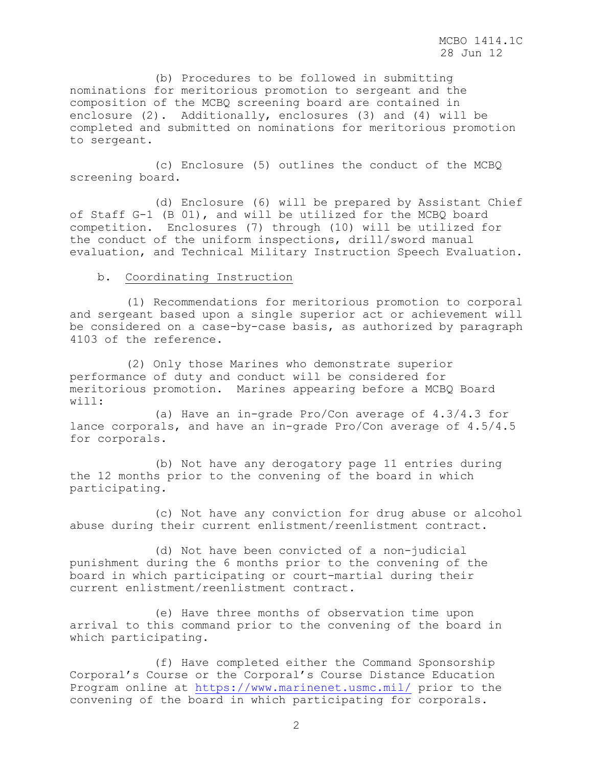(b) Procedures to be followed in submitting nominations for meritorious promotion to sergeant and the composition of the MCBQ screening board are contained in enclosure (2). Additionally, enclosures (3) and (4) will be completed and submitted on nominations for meritorious promotion to sergeant.

(c) Enclosure (5) outlines the conduct of the MCBQ screening board.

(d) Enclosure (6) will be prepared by Assistant Chief of Staff G-1 (B 01), and will be utilized for the MCBQ board competition. Enclosures (7) through (10) will be utilized for the conduct of the uniform inspections, drill/sword manual evaluation, and Technical Military Instruction Speech Evaluation.

b. <u>Coordinating Instruction</u>

(1) Recommendations for meritorious promotion to corporal and sergeant based upon a single superior act or achievement will be considered on a case-by-case basis, as authorized by paragraph 4103 of the reference.

(2) Only those Marines who demonstrate superior performance of duty and conduct will be considered for meritorious promotion. Marines appearing before a MCBQ Board will:

(a) Have an in-grade Pro/Con average of 4.3/4.3 for lance corporals, and have an in-grade Pro/Con average of 4.5/4.5 for corporals.

(b) Not have any derogatory page 11 entries during the 12 months prior to the convening of the board in which participating.

(c) Not have any conviction for drug abuse or alcohol abuse during their current enlistment/reenlistment contract.

(d) Not have been convicted of a non-judicial punishment during the 6 months prior to the convening of the board in which participating or court-martial during their current enlistment/reenlistment contract.

(e) Have three months of observation time upon arrival to this command prior to the convening of the board in which participating.

(f) Have completed either the Command Sponsorship Corporal's Course or the Corporal's Course Distance Education Program online at https://www.marinenet.usmc.mil/ prior to the convening of the board in which participating for corporals.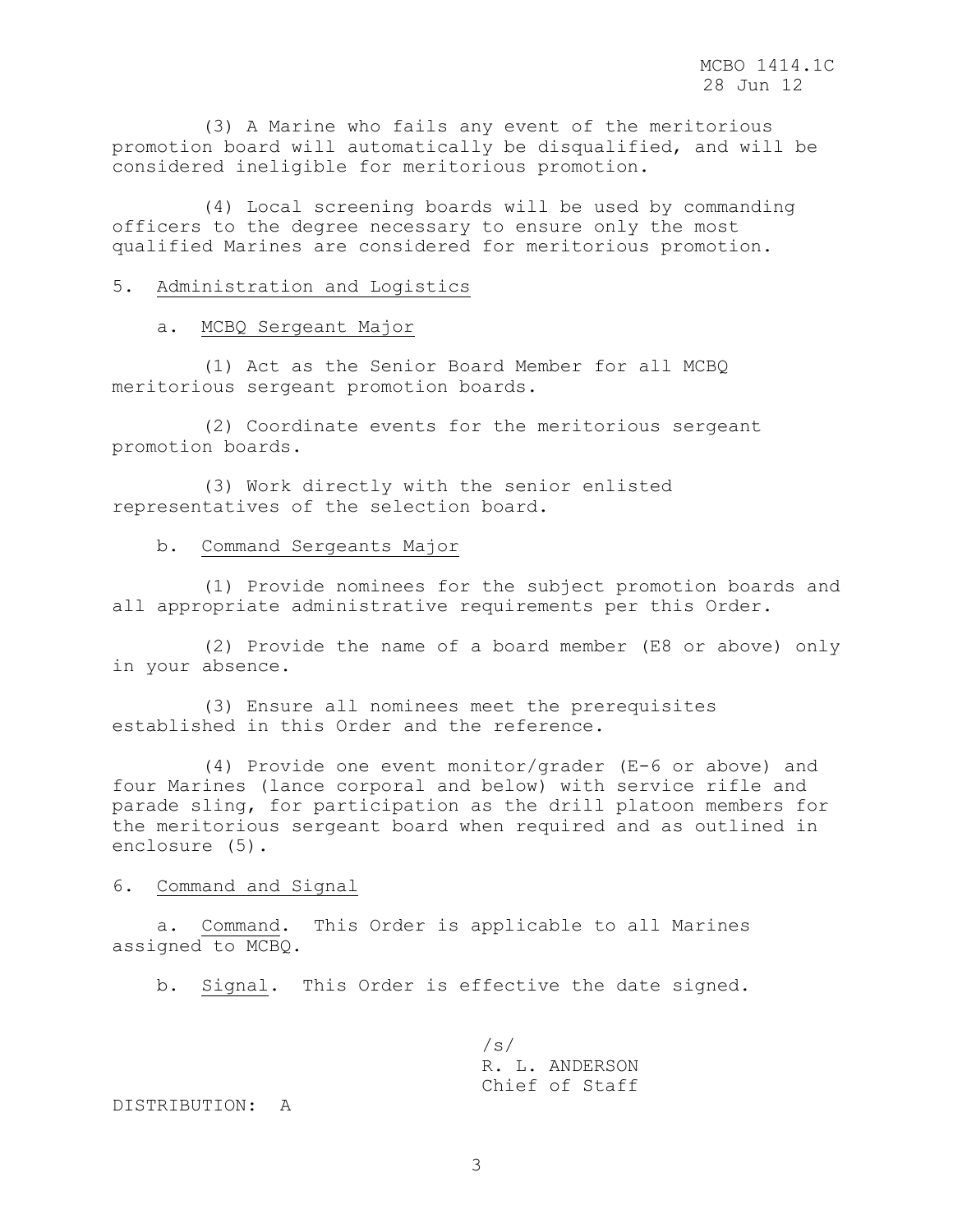(3) A Marine who fails any event of the meritorious promotion board will automatically be disqualified, and will be considered ineligible for meritorious promotion.

(4) Local screening boards will be used by commanding officers to the degree necessary to ensure only the most qualified Marines are considered for meritorious promotion.

5. Administration and Logistics

a. MCBQ Sergeant Major

(1) Act as the Senior Board Member for all MCBQ meritorious sergeant promotion boards.

(2) Coordinate events for the meritorious sergeant promotion boards.

(3) Work directly with the senior enlisted representatives of the selection board.

b. Command Sergeants Major

(1) Provide nominees for the subject promotion boards and all appropriate administrative requirements per this Order.

(2) Provide the name of a board member (E8 or above) only in your absence.

(3) Ensure all nominees meet the prerequisites established in this Order and the reference.

(4) Provide one event monitor/grader (E-6 or above) and four Marines (lance corporal and below) with service rifle and parade sling, for participation as the drill platoon members for the meritorious sergeant board when required and as outlined in enclosure (5).

6. Command and Signal

a. Command. This Order is applicable to all Marines assigned to MCBQ.

b. Signal. This Order is effective the date signed.

/s/
R. L. ANDERSON
Chief of Staff

DISTRIBUTION: A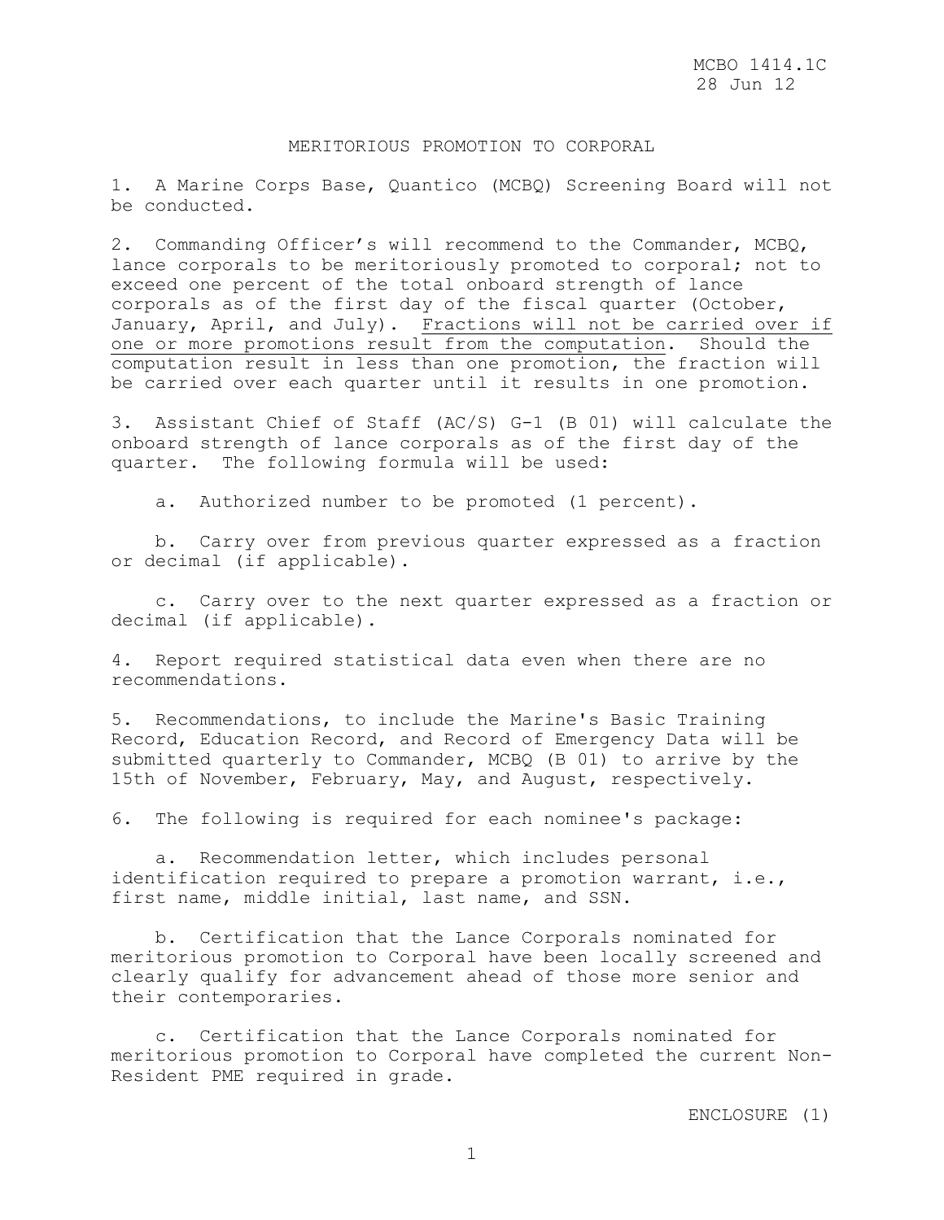## MERITORIOUS PROMOTION TO CORPORAL

1. A Marine Corps Base, Quantico (MCBQ) Screening Board will not be conducted.

2. Commanding Officer's will recommend to the Commander, MCBQ, lance corporals to be meritoriously promoted to corporal; not to exceed one percent of the total onboard strength of lance corporals as of the first day of the fiscal quarter (October, January, April, and July). <u>Fractions will not be carried over if one or more promotions result from the computation</u>. Should the computation result in less than one promotion, the fraction will be carried over each quarter until it results in one promotion.

3. Assistant Chief of Staff (AC/S) G-1 (B 01) will calculate the onboard strength of lance corporals as of the first day of the quarter. The following formula will be used:

   a. Authorized number to be promoted (1 percent).

   b. Carry over from previous quarter expressed as a fraction or decimal (if applicable).

   c. Carry over to the next quarter expressed as a fraction or decimal (if applicable).

4. Report required statistical data even when there are no recommendations.

5. Recommendations, to include the Marine's Basic Training Record, Education Record, and Record of Emergency Data will be submitted quarterly to Commander, MCBQ (B 01) to arrive by the 15th of November, February, May, and August, respectively.

6. The following is required for each nominee's package:

   a. Recommendation letter, which includes personal identification required to prepare a promotion warrant, i.e., first name, middle initial, last name, and SSN.

   b. Certification that the Lance Corporals nominated for meritorious promotion to Corporal have been locally screened and clearly qualify for advancement ahead of those more senior and their contemporaries.

   c. Certification that the Lance Corporals nominated for meritorious promotion to Corporal have completed the current Non-Resident PME required in grade.

ENCLOSURE (1)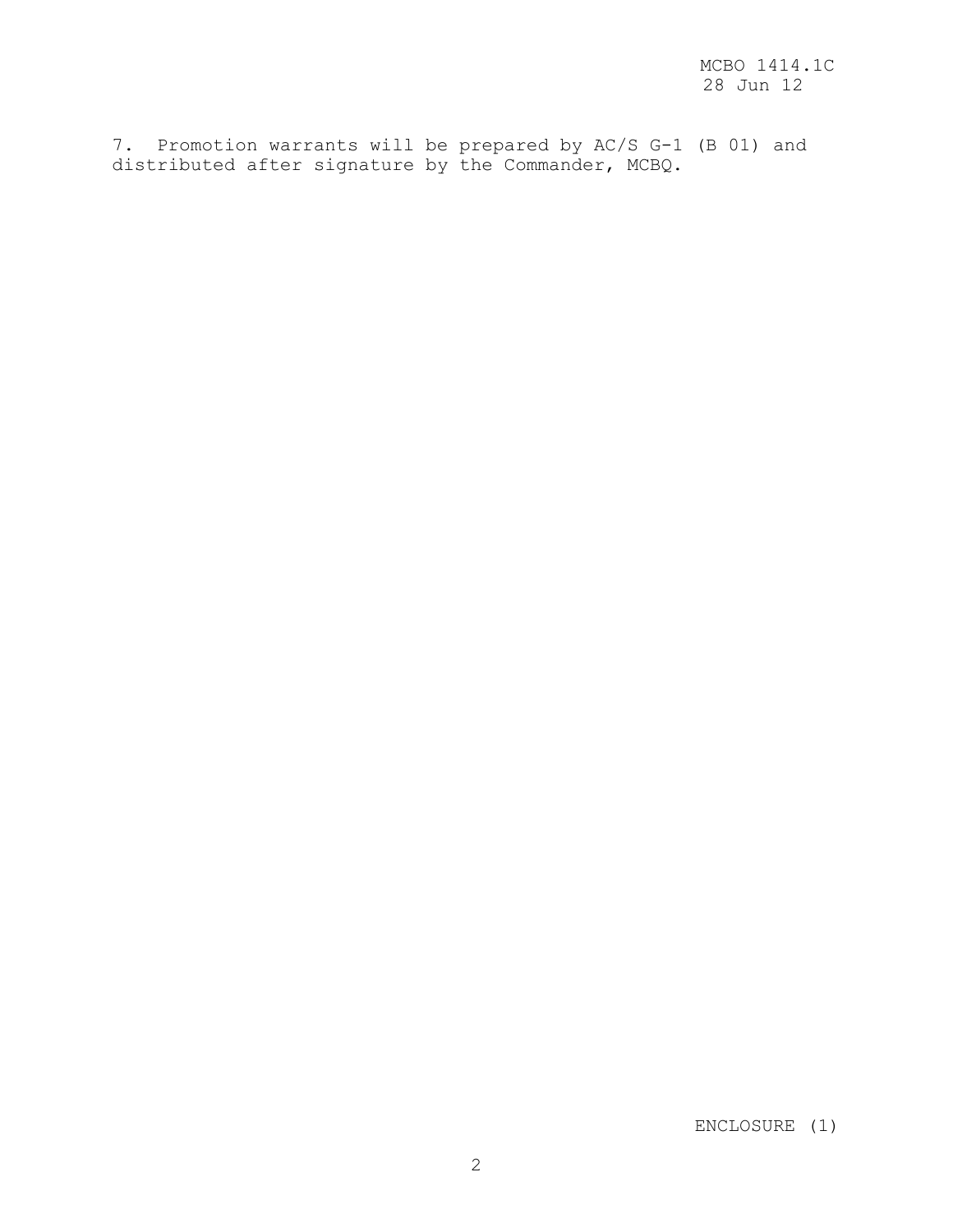7. Promotion warrants will be prepared by AC/S G-1 (B 01) and distributed after signature by the Commander, MCBQ.

ENCLOSURE (1)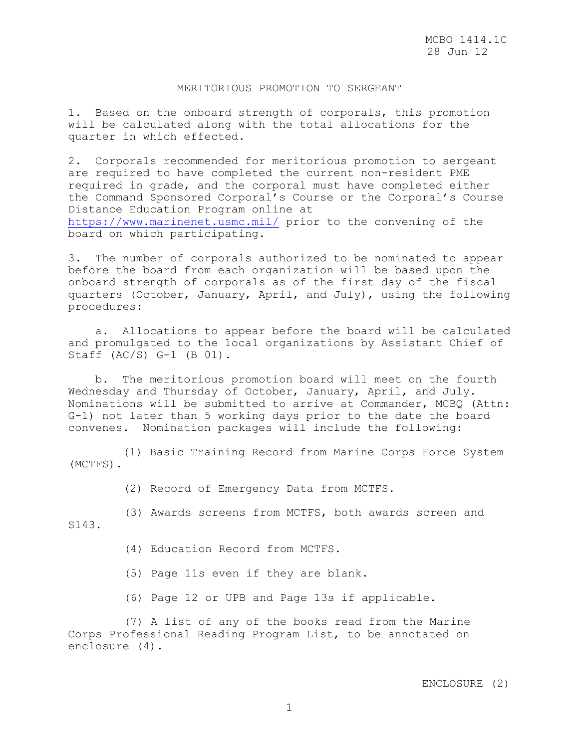## MERITORIOUS PROMOTION TO SERGEANT

1. Based on the onboard strength of corporals, this promotion will be calculated along with the total allocations for the quarter in which effected.

2. Corporals recommended for meritorious promotion to sergeant are required to have completed the current non-resident PME required in grade, and the corporal must have completed either the Command Sponsored Corporal's Course or the Corporal's Course Distance Education Program online at https://www.marinenet.usmc.mil/ prior to the convening of the board on which participating.

3. The number of corporals authorized to be nominated to appear before the board from each organization will be based upon the onboard strength of corporals as of the first day of the fiscal quarters (October, January, April, and July), using the following procedures:

a. Allocations to appear before the board will be calculated and promulgated to the local organizations by Assistant Chief of Staff (AC/S) G-1 (B 01).

b. The meritorious promotion board will meet on the fourth Wednesday and Thursday of October, January, April, and July. Nominations will be submitted to arrive at Commander, MCBQ (Attn: G-1) not later than 5 working days prior to the date the board convenes. Nomination packages will include the following:

(1) Basic Training Record from Marine Corps Force System (MCTFS).

(2) Record of Emergency Data from MCTFS.

(3) Awards screens from MCTFS, both awards screen and S143.

(4) Education Record from MCTFS.

(5) Page 11s even if they are blank.

(6) Page 12 or UPB and Page 13s if applicable.

(7) A list of any of the books read from the Marine Corps Professional Reading Program List, to be annotated on enclosure (4).

ENCLOSURE (2)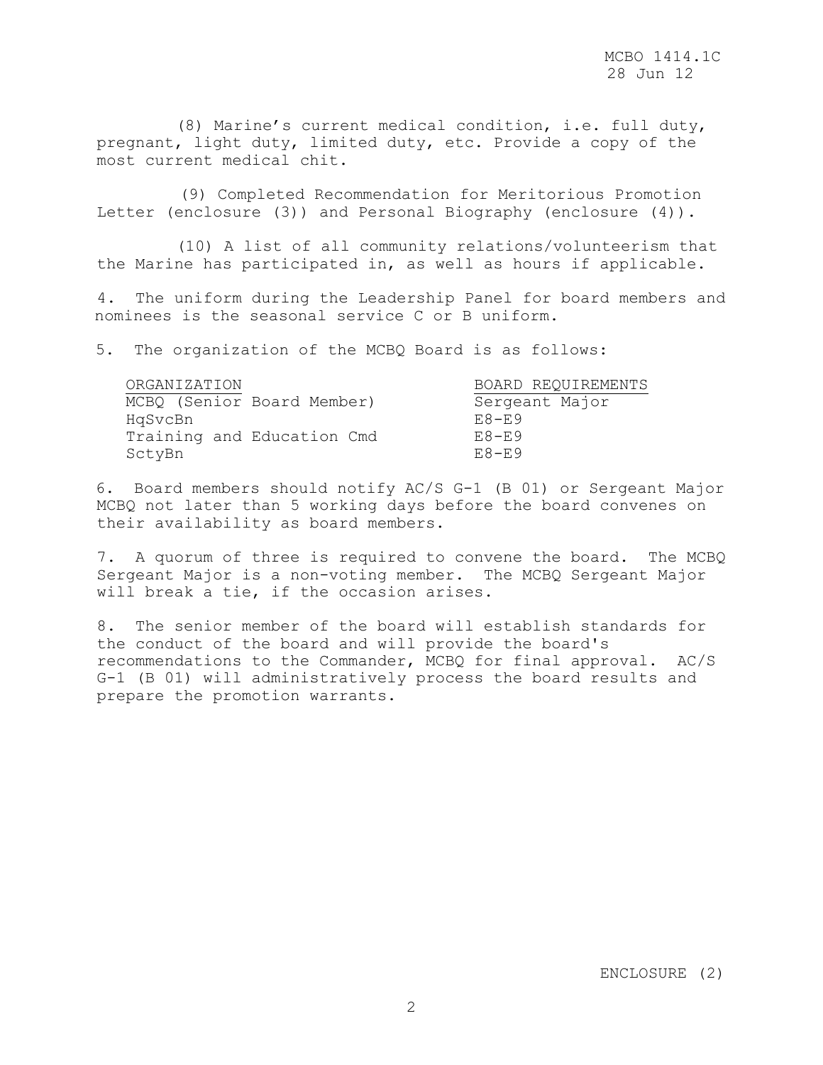(8) Marine's current medical condition, i.e. full duty, pregnant, light duty, limited duty, etc. Provide a copy of the most current medical chit.

(9) Completed Recommendation for Meritorious Promotion Letter (enclosure (3)) and Personal Biography (enclosure (4)).

(10) A list of all community relations/volunteerism that the Marine has participated in, as well as hours if applicable.

4. The uniform during the Leadership Panel for board members and nominees is the seasonal service C or B uniform.

5. The organization of the MCBQ Board is as follows:

| ORGANIZATION | BOARD REQUIREMENTS |
|---|---|
| MCBQ (Senior Board Member) | Sergeant Major |
| HqSvcBn | E8-E9 |
| Training and Education Cmd | E8-E9 |
| SctyBn | E8-E9 |

6. Board members should notify AC/S G-1 (B 01) or Sergeant Major MCBQ not later than 5 working days before the board convenes on their availability as board members.

7. A quorum of three is required to convene the board. The MCBQ Sergeant Major is a non-voting member. The MCBQ Sergeant Major will break a tie, if the occasion arises.

8. The senior member of the board will establish standards for the conduct of the board and will provide the board's recommendations to the Commander, MCBQ for final approval. AC/S G-1 (B 01) will administratively process the board results and prepare the promotion warrants.

ENCLOSURE (2)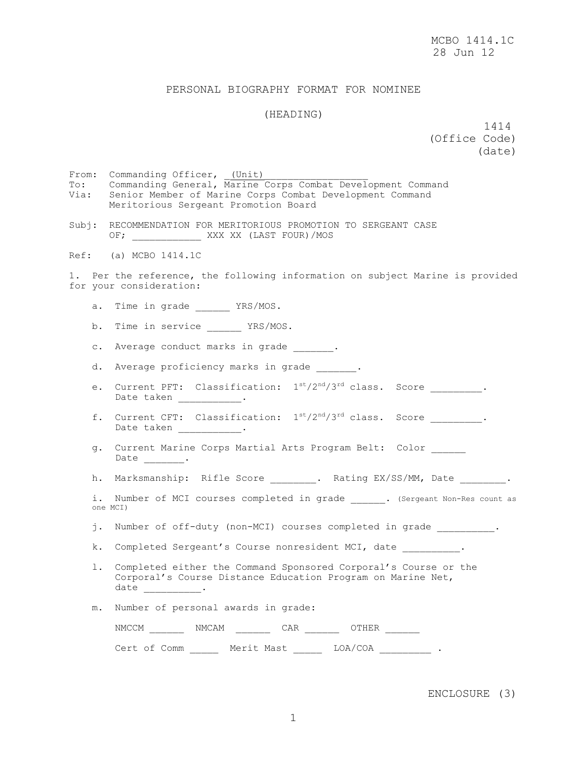MCBO 1414.1C
28 Jun 12

PERSONAL BIOGRAPHY FORMAT FOR NOMINEE

(HEADING)

1414
(Office Code)
(date)

From: Commanding Officer, _(Unit)_________________
To: Commanding General, Marine Corps Combat Development Command
Via: Senior Member of Marine Corps Combat Development Command Meritorious Sergeant Promotion Board

Subj: RECOMMENDATION FOR MERITORIOUS PROMOTION TO SERGEANT CASE OF; ____________ XXX XX (LAST FOUR)/MOS

Ref: (a) MCBO 1414.1C

1. Per the reference, the following information on subject Marine is provided for your consideration:

a. Time in grade ______ YRS/MOS.

b. Time in service ______ YRS/MOS.

c. Average conduct marks in grade _______.

d. Average proficiency marks in grade _______.

e. Current PFT: Classification: 1st/2nd/3rd class. Score _________. Date taken ___________.

f. Current CFT: Classification: 1st/2nd/3rd class. Score _________. Date taken ___________.

g. Current Marine Corps Martial Arts Program Belt: Color ______ Date _______.

h. Marksmanship: Rifle Score ________. Rating EX/SS/MM, Date ________.

i. Number of MCI courses completed in grade ______. (Sergeant Non-Res count as one MCI)

j. Number of off-duty (non-MCI) courses completed in grade __________.

k. Completed Sergeant's Course nonresident MCI, date __________.

l. Completed either the Command Sponsored Corporal's Course or the Corporal's Course Distance Education Program on Marine Net, date __________.

m. Number of personal awards in grade:

NMCCM ______ NMCAM ______ CAR ______ OTHER ______

Cert of Comm _____ Merit Mast _____ LOA/COA _________ .

ENCLOSURE (3)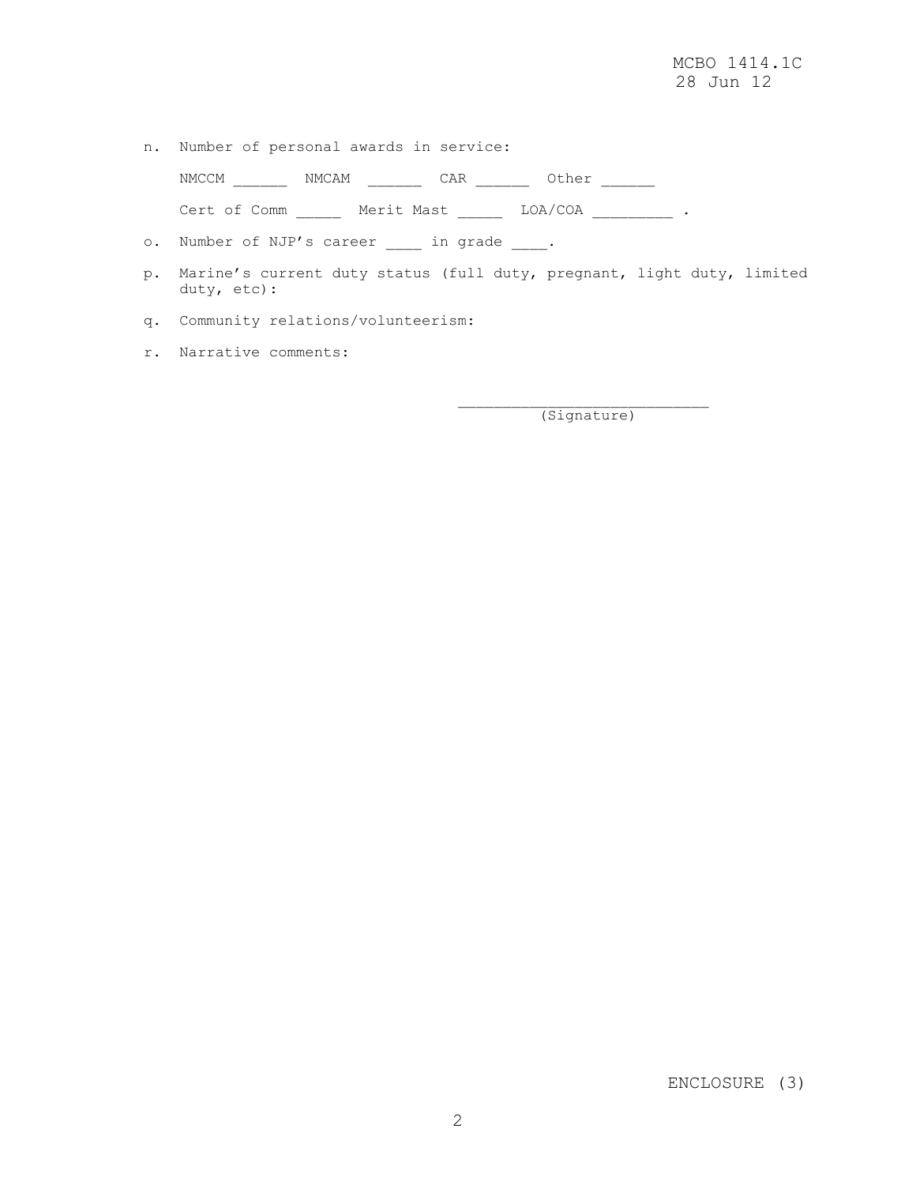n. Number of personal awards in service:

   NMCCM ______  NMCAM ______  CAR ______  Other ______

   Cert of Comm _____  Merit Mast _____  LOA/COA _________ .

o. Number of NJP's career ____ in grade ____.

p. Marine's current duty status (full duty, pregnant, light duty, limited duty, etc):

q. Community relations/volunteerism:

r. Narrative comments:

____________________________
(Signature)

ENCLOSURE (3)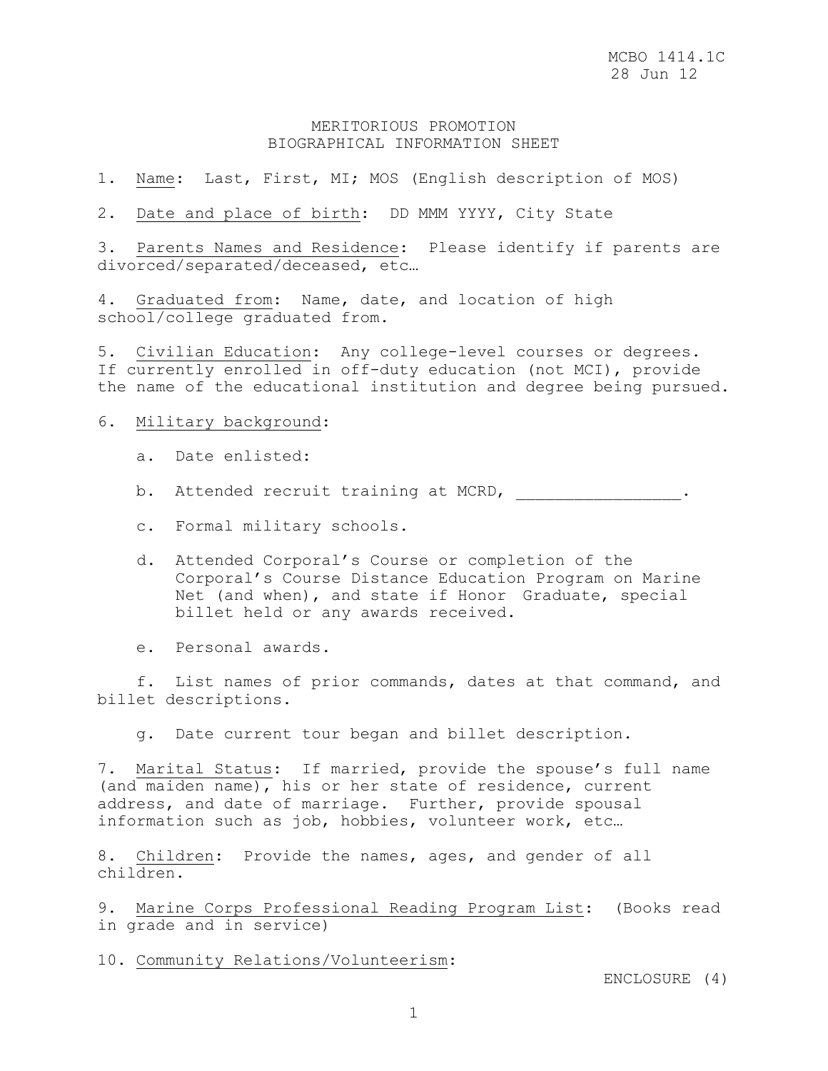# MERITORIOUS PROMOTION BIOGRAPHICAL INFORMATION SHEET

1. Name: Last, First, MI; MOS (English description of MOS)

2. Date and place of birth: DD MMM YYYY, City State

3. Parents Names and Residence: Please identify if parents are divorced/separated/deceased, etc…

4. Graduated from: Name, date, and location of high school/college graduated from.

5. Civilian Education: Any college-level courses or degrees. If currently enrolled in off-duty education (not MCI), provide the name of the educational institution and degree being pursued.

6. Military background:

    a. Date enlisted:

    b. Attended recruit training at MCRD, _________________.

    c. Formal military schools.

    d. Attended Corporal's Course or completion of the Corporal's Course Distance Education Program on Marine Net (and when), and state if Honor Graduate, special billet held or any awards received.

    e. Personal awards.

    f. List names of prior commands, dates at that command, and billet descriptions.

    g. Date current tour began and billet description.

7. Marital Status: If married, provide the spouse's full name (and maiden name), his or her state of residence, current address, and date of marriage. Further, provide spousal information such as job, hobbies, volunteer work, etc…

8. Children: Provide the names, ages, and gender of all children.

9. Marine Corps Professional Reading Program List: (Books read in grade and in service)

10. Community Relations/Volunteerism:

ENCLOSURE (4)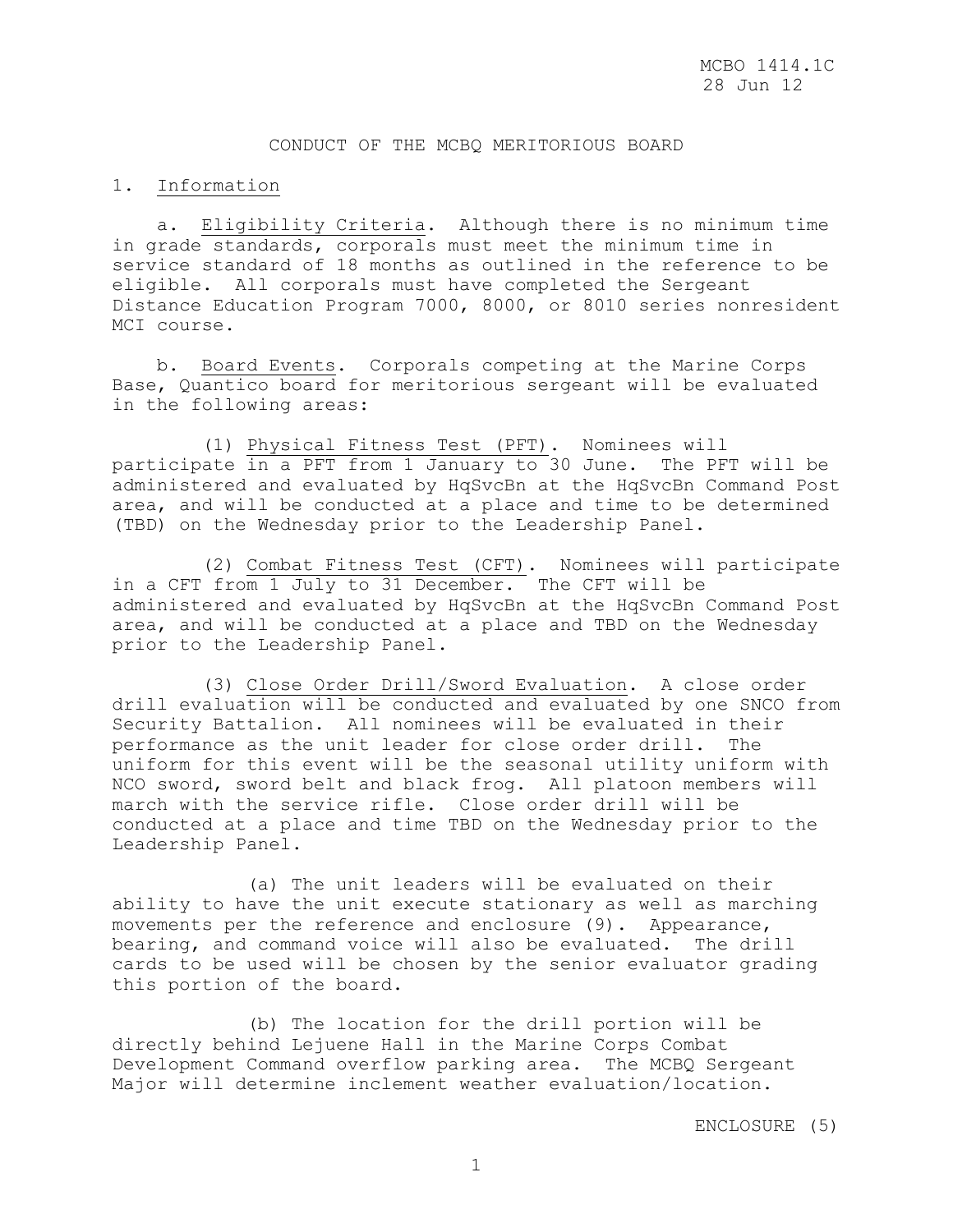MCBO 1414.1C
28 Jun 12

# CONDUCT OF THE MCBQ MERITORIOUS BOARD

1. Information

a. Eligibility Criteria. Although there is no minimum time in grade standards, corporals must meet the minimum time in service standard of 18 months as outlined in the reference to be eligible. All corporals must have completed the Sergeant Distance Education Program 7000, 8000, or 8010 series nonresident MCI course.

b. Board Events. Corporals competing at the Marine Corps Base, Quantico board for meritorious sergeant will be evaluated in the following areas:

(1) Physical Fitness Test (PFT). Nominees will participate in a PFT from 1 January to 30 June. The PFT will be administered and evaluated by HqSvcBn at the HqSvcBn Command Post area, and will be conducted at a place and time to be determined (TBD) on the Wednesday prior to the Leadership Panel.

(2) Combat Fitness Test (CFT). Nominees will participate in a CFT from 1 July to 31 December. The CFT will be administered and evaluated by HqSvcBn at the HqSvcBn Command Post area, and will be conducted at a place and TBD on the Wednesday prior to the Leadership Panel.

(3) Close Order Drill/Sword Evaluation. A close order drill evaluation will be conducted and evaluated by one SNCO from Security Battalion. All nominees will be evaluated in their performance as the unit leader for close order drill. The uniform for this event will be the seasonal utility uniform with NCO sword, sword belt and black frog. All platoon members will march with the service rifle. Close order drill will be conducted at a place and time TBD on the Wednesday prior to the Leadership Panel.

(a) The unit leaders will be evaluated on their ability to have the unit execute stationary as well as marching movements per the reference and enclosure (9). Appearance, bearing, and command voice will also be evaluated. The drill cards to be used will be chosen by the senior evaluator grading this portion of the board.

(b) The location for the drill portion will be directly behind Lejuene Hall in the Marine Corps Combat Development Command overflow parking area. The MCBQ Sergeant Major will determine inclement weather evaluation/location.

ENCLOSURE (5)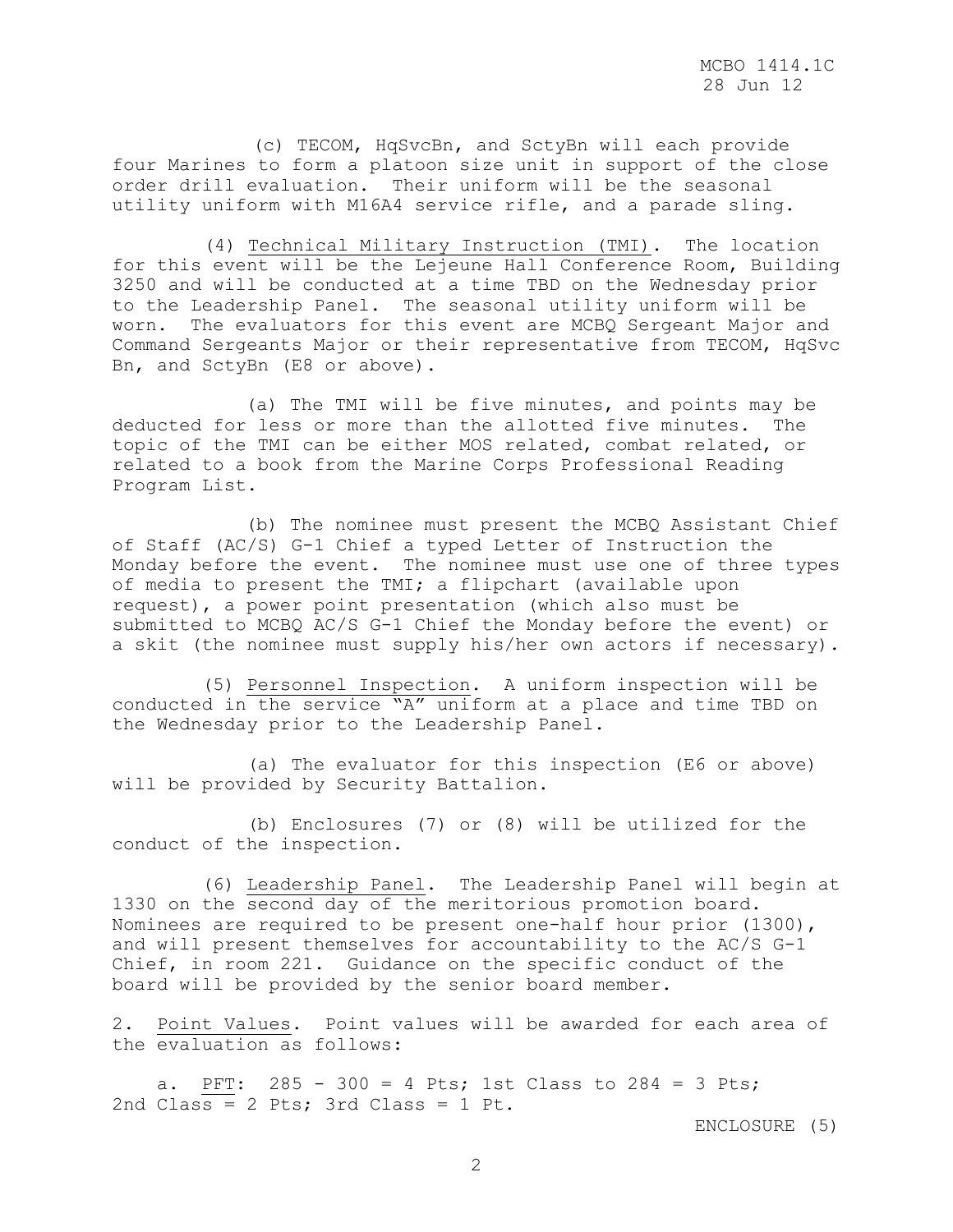(c) TECOM, HqSvcBn, and SctyBn will each provide four Marines to form a platoon size unit in support of the close order drill evaluation. Their uniform will be the seasonal utility uniform with M16A4 service rifle, and a parade sling.

(4) Technical Military Instruction (TMI). The location for this event will be the Lejeune Hall Conference Room, Building 3250 and will be conducted at a time TBD on the Wednesday prior to the Leadership Panel. The seasonal utility uniform will be worn. The evaluators for this event are MCBQ Sergeant Major and Command Sergeants Major or their representative from TECOM, HqSvc Bn, and SctyBn (E8 or above).

(a) The TMI will be five minutes, and points may be deducted for less or more than the allotted five minutes. The topic of the TMI can be either MOS related, combat related, or related to a book from the Marine Corps Professional Reading Program List.

(b) The nominee must present the MCBQ Assistant Chief of Staff (AC/S) G-1 Chief a typed Letter of Instruction the Monday before the event. The nominee must use one of three types of media to present the TMI; a flipchart (available upon request), a power point presentation (which also must be submitted to MCBQ AC/S G-1 Chief the Monday before the event) or a skit (the nominee must supply his/her own actors if necessary).

(5) Personnel Inspection. A uniform inspection will be conducted in the service "A" uniform at a place and time TBD on the Wednesday prior to the Leadership Panel.

(a) The evaluator for this inspection (E6 or above) will be provided by Security Battalion.

(b) Enclosures (7) or (8) will be utilized for the conduct of the inspection.

(6) Leadership Panel. The Leadership Panel will begin at 1330 on the second day of the meritorious promotion board. Nominees are required to be present one-half hour prior (1300), and will present themselves for accountability to the AC/S G-1 Chief, in room 221. Guidance on the specific conduct of the board will be provided by the senior board member.

2. Point Values. Point values will be awarded for each area of the evaluation as follows:

a. PFT: 285 - 300 = 4 Pts; 1st Class to 284 = 3 Pts; 2nd Class = 2 Pts; 3rd Class = 1 Pt.

ENCLOSURE (5)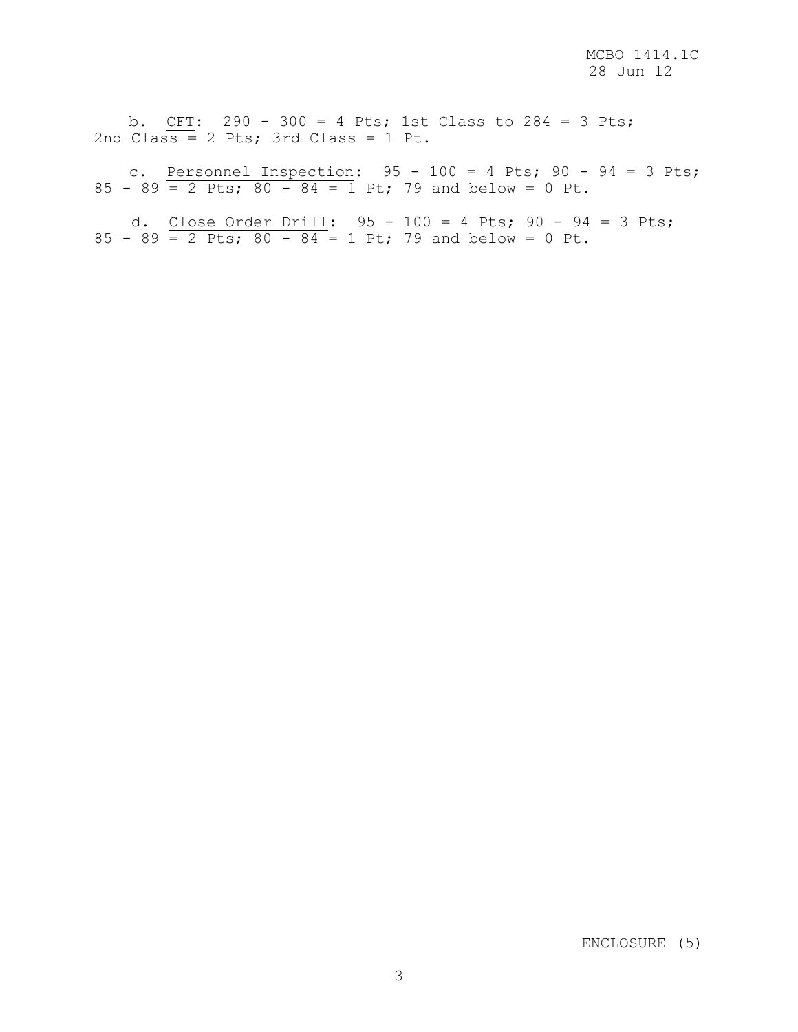b. <u>CFT</u>: 290 - 300 = 4 Pts; 1st Class to 284 = 3 Pts; 2nd Class = 2 Pts; 3rd Class = 1 Pt.

c. <u>Personnel Inspection</u>: 95 - 100 = 4 Pts; 90 - 94 = 3 Pts; 85 - 89 = 2 Pts; 80 - 84 = 1 Pt; 79 and below = 0 Pt.

d. <u>Close Order Drill</u>: 95 - 100 = 4 Pts; 90 - 94 = 3 Pts; 85 - 89 = 2 Pts; 80 - 84 = 1 Pt; 79 and below = 0 Pt.

ENCLOSURE (5)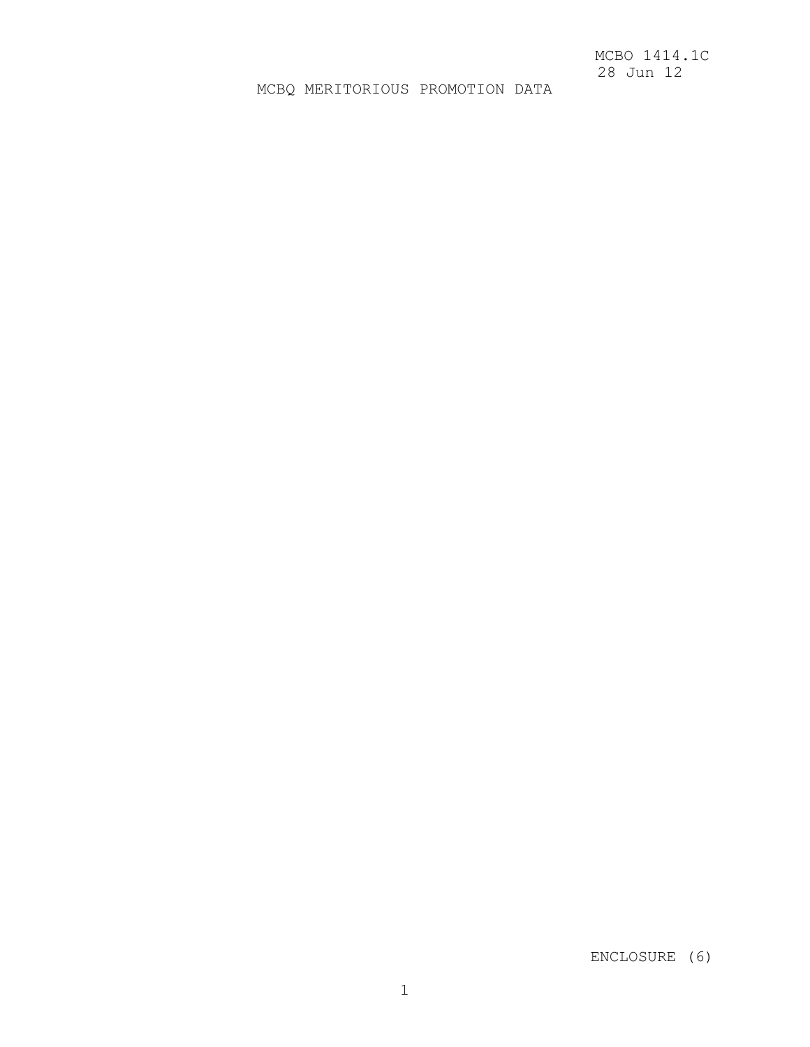# MCBQ MERITORIOUS PROMOTION DATA

ENCLOSURE (6)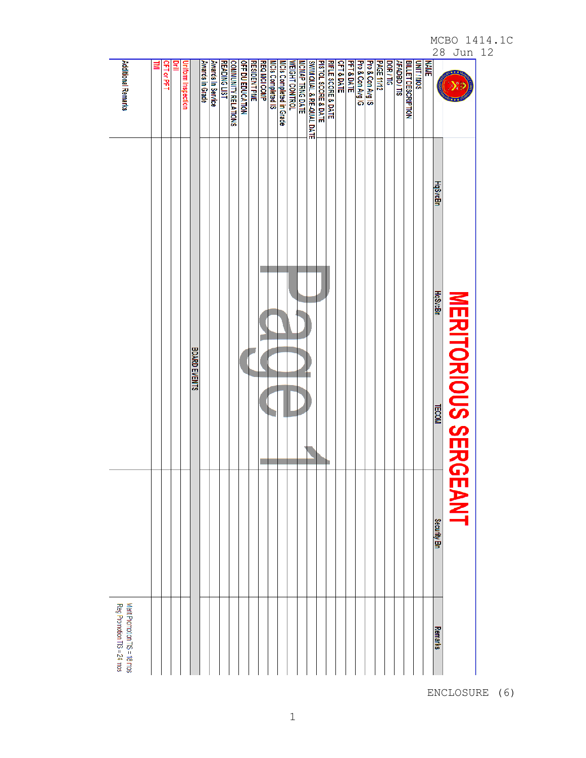# MERITORIOUS SERGEANT

| NAME | HqSvcBn | HqSvcBn | TECOM | Security Bn | Remarks |
|---|---|---|---|---|---|
| UNIT / MOS | | | | | |
| BILLET DESCRIPTION | | | | | |
| AFADBD / TIS | | | | | |
| DOR / TIG | | | | | |
| PAGE 11/12 | | | | | |
| Pro & Con Avg IS | | | | | |
| Pro & Con Avg IG | | | | | |
| PFT & DATE | | | | | |
| CFT & DATE | | | | | |
| RIFLE SCORE & DATE | | | | | |
| PISTOL SCORE & DATE | | | | | |
| SWIM QUAL & RE-QUAL DATE | | | | | |
| MCMAP TRNG DATE | | | | | |
| WEIGHT CONTROL | | | | | |
| MCIs Completed in Grade | | | | | |
| MCIs Completed IS | | | | | |
| REQ MCI COMP | | | | | |
| RESIDENT PME | | | | | |
| OFF DU EDUCATION | | | | | |
| COMMUNITY RELATIONS | | | | | |
| READING LIST | | | | | |
| Awards In Service | | | | | |
| Awards in Grade | | | | | |
| BOARD EVENTS | | | | | |
| Uniform Inspection | | | | | |
| Drill | | | | | |
| CFT or PFT | | | | | |
| TMI | | | | | |
| Additional Remarks | | | | | Merit Promotion TIS = 18 mos<br>Reg Promotion TIS = 24 mos |

ENCLOSURE (6)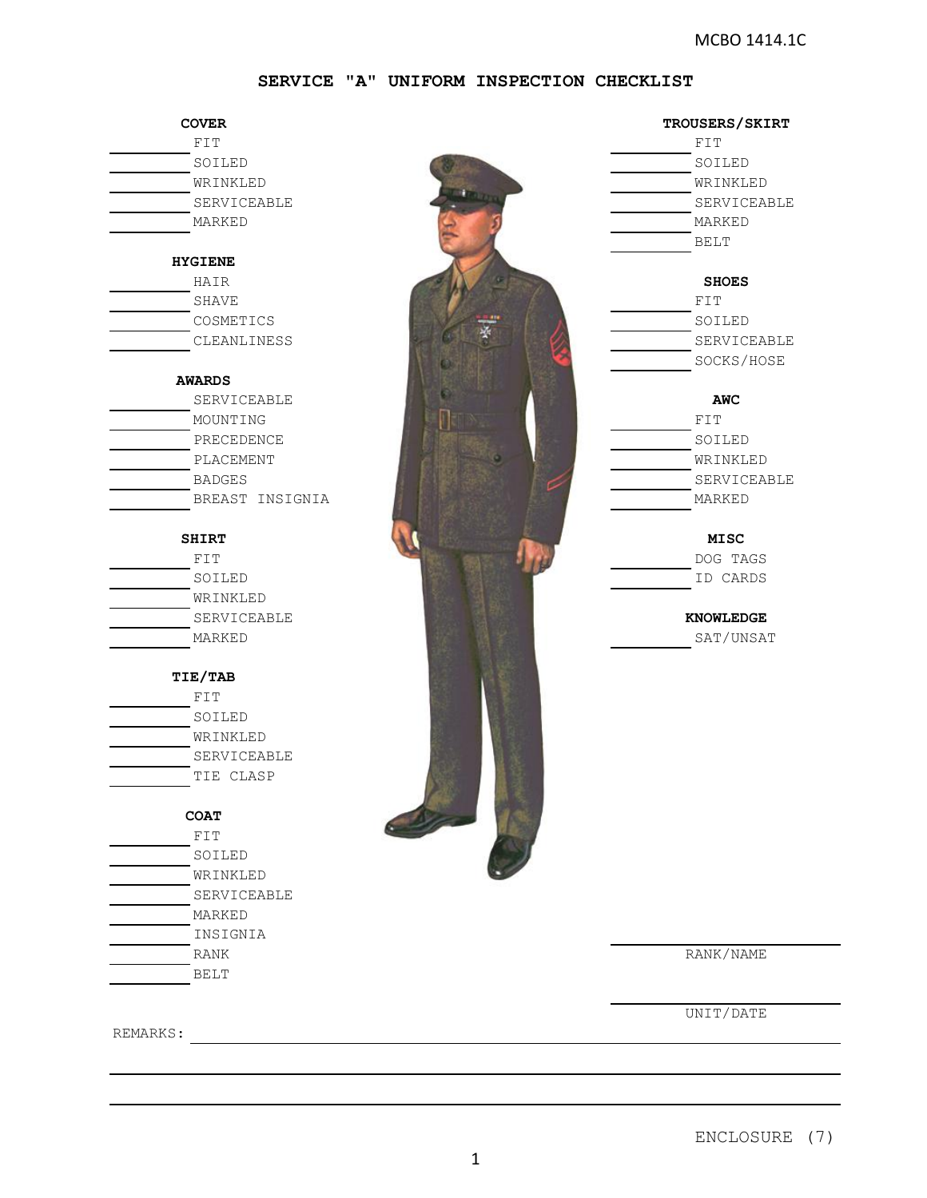# SERVICE "A" UNIFORM INSPECTION CHECKLIST

**COVER**

_________ FIT
_________ SOILED
_________ WRINKLED
_________ SERVICEABLE
_________ MARKED

**HYGIENE**

_________ HAIR
_________ SHAVE
_________ COSMETICS
_________ CLEANLINESS

**AWARDS**

_________ SERVICEABLE
_________ MOUNTING
_________ PRECEDENCE
_________ PLACEMENT
_________ BADGES
_________ BREAST INSIGNIA

**SHIRT**

_________ FIT
_________ SOILED
_________ WRINKLED
_________ SERVICEABLE
_________ MARKED

**TIE/TAB**

_________ FIT
_________ SOILED
_________ WRINKLED
_________ SERVICEABLE
_________ TIE CLASP

**COAT**

_________ FIT
_________ SOILED
_________ WRINKLED
_________ SERVICEABLE
_________ MARKED
_________ INSIGNIA
_________ RANK
_________ BELT

**TROUSERS/SKIRT**

_________ FIT
_________ SOILED
_________ WRINKLED
_________ SERVICEABLE
_________ MARKED
_________ BELT

**SHOES**

_________ FIT
_________ SOILED
_________ SERVICEABLE
_________ SOCKS/HOSE

**AWC**

_________ FIT
_________ SOILED
_________ WRINKLED
_________ SERVICEABLE
_________ MARKED

**MISC**

_________ DOG TAGS
_________ ID CARDS

**KNOWLEDGE**

_________ SAT/UNSAT

_________________________
RANK/NAME

_________________________
UNIT/DATE

REMARKS: ____________________________________________________________

______________________________________________________________________

______________________________________________________________________

ENCLOSURE (7)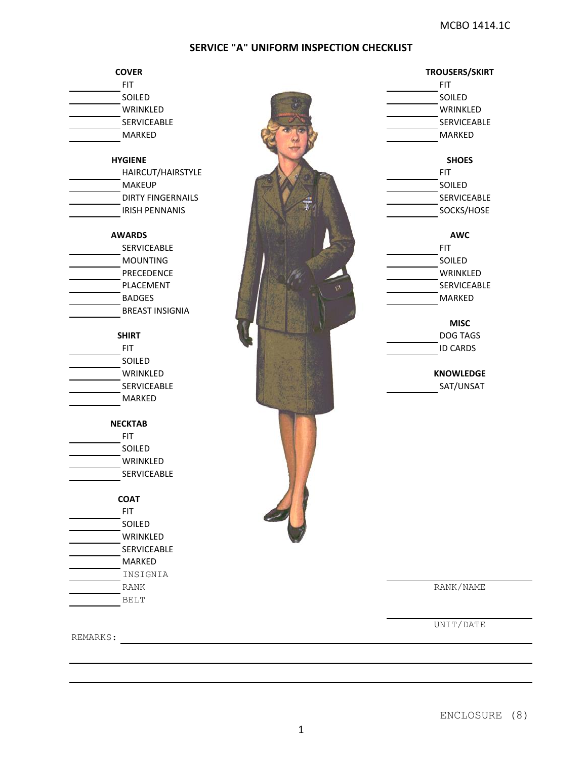## SERVICE "A" UNIFORM INSPECTION CHECKLIST

**COVER**

\_\_\_\_\_\_\_\_\_\_ FIT
\_\_\_\_\_\_\_\_\_\_ SOILED
\_\_\_\_\_\_\_\_\_\_ WRINKLED
\_\_\_\_\_\_\_\_\_\_ SERVICEABLE
\_\_\_\_\_\_\_\_\_\_ MARKED

**HYGIENE**

\_\_\_\_\_\_\_\_\_\_ HAIRCUT/HAIRSTYLE
\_\_\_\_\_\_\_\_\_\_ MAKEUP
\_\_\_\_\_\_\_\_\_\_ DIRTY FINGERNAILS
\_\_\_\_\_\_\_\_\_\_ IRISH PENNANIS

**AWARDS**

\_\_\_\_\_\_\_\_\_\_ SERVICEABLE
\_\_\_\_\_\_\_\_\_\_ MOUNTING
\_\_\_\_\_\_\_\_\_\_ PRECEDENCE
\_\_\_\_\_\_\_\_\_\_ PLACEMENT
\_\_\_\_\_\_\_\_\_\_ BADGES
\_\_\_\_\_\_\_\_\_\_ BREAST INSIGNIA

**SHIRT**

\_\_\_\_\_\_\_\_\_\_ FIT
\_\_\_\_\_\_\_\_\_\_ SOILED
\_\_\_\_\_\_\_\_\_\_ WRINKLED
\_\_\_\_\_\_\_\_\_\_ SERVICEABLE
\_\_\_\_\_\_\_\_\_\_ MARKED

**NECKTAB**

\_\_\_\_\_\_\_\_\_\_ FIT
\_\_\_\_\_\_\_\_\_\_ SOILED
\_\_\_\_\_\_\_\_\_\_ WRINKLED
\_\_\_\_\_\_\_\_\_\_ SERVICEABLE

**COAT**

\_\_\_\_\_\_\_\_\_\_ FIT
\_\_\_\_\_\_\_\_\_\_ SOILED
\_\_\_\_\_\_\_\_\_\_ WRINKLED
\_\_\_\_\_\_\_\_\_\_ SERVICEABLE
\_\_\_\_\_\_\_\_\_\_ MARKED
\_\_\_\_\_\_\_\_\_\_ INSIGNIA
\_\_\_\_\_\_\_\_\_\_ RANK
\_\_\_\_\_\_\_\_\_\_ BELT

**TROUSERS/SKIRT**

\_\_\_\_\_\_\_\_\_\_ FIT
\_\_\_\_\_\_\_\_\_\_ SOILED
\_\_\_\_\_\_\_\_\_\_ WRINKLED
\_\_\_\_\_\_\_\_\_\_ SERVICEABLE
\_\_\_\_\_\_\_\_\_\_ MARKED

**SHOES**

\_\_\_\_\_\_\_\_\_\_ FIT
\_\_\_\_\_\_\_\_\_\_ SOILED
\_\_\_\_\_\_\_\_\_\_ SERVICEABLE
\_\_\_\_\_\_\_\_\_\_ SOCKS/HOSE

**AWC**

\_\_\_\_\_\_\_\_\_\_ FIT
\_\_\_\_\_\_\_\_\_\_ SOILED
\_\_\_\_\_\_\_\_\_\_ WRINKLED
\_\_\_\_\_\_\_\_\_\_ SERVICEABLE
\_\_\_\_\_\_\_\_\_\_ MARKED

**MISC**

\_\_\_\_\_\_\_\_\_\_ DOG TAGS
\_\_\_\_\_\_\_\_\_\_ ID CARDS

**KNOWLEDGE**

\_\_\_\_\_\_\_\_\_\_ SAT/UNSAT

\_\_\_\_\_\_\_\_\_\_\_\_\_\_\_\_\_\_\_\_
RANK/NAME

\_\_\_\_\_\_\_\_\_\_\_\_\_\_\_\_\_\_\_\_
UNIT/DATE

REMARKS: \_\_\_\_\_\_\_\_\_\_\_\_\_\_\_\_\_\_\_\_\_\_\_\_\_\_\_\_\_\_\_\_\_\_\_\_\_\_\_\_\_\_\_\_\_\_\_\_\_\_\_\_\_\_\_\_

\_\_\_\_\_\_\_\_\_\_\_\_\_\_\_\_\_\_\_\_\_\_\_\_\_\_\_\_\_\_\_\_\_\_\_\_\_\_\_\_\_\_\_\_\_\_\_\_\_\_\_\_\_\_\_\_\_\_\_\_\_\_\_\_

\_\_\_\_\_\_\_\_\_\_\_\_\_\_\_\_\_\_\_\_\_\_\_\_\_\_\_\_\_\_\_\_\_\_\_\_\_\_\_\_\_\_\_\_\_\_\_\_\_\_\_\_\_\_\_\_\_\_\_\_\_\_\_\_

ENCLOSURE (8)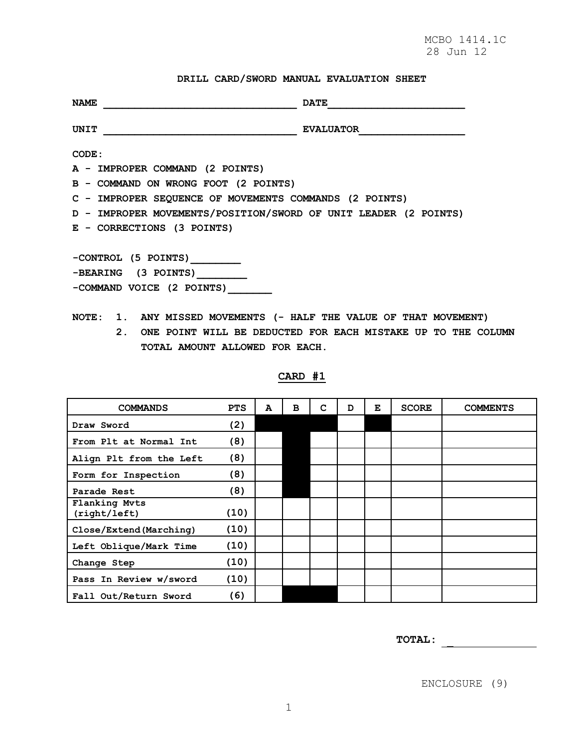## DRILL CARD/SWORD MANUAL EVALUATION SHEET

**NAME** ________________________________ **DATE**______________________

**UNIT** ________________________________ **EVALUATOR**_________________

**CODE:**

**A - IMPROPER COMMAND (2 POINTS)**

**B - COMMAND ON WRONG FOOT (2 POINTS)**

**C - IMPROPER SEQUENCE OF MOVEMENTS COMMANDS (2 POINTS)**

**D - IMPROPER MOVEMENTS/POSITION/SWORD OF UNIT LEADER (2 POINTS)**

**E - CORRECTIONS (3 POINTS)**

**-CONTROL (5 POINTS)________**

**-BEARING (3 POINTS)________**

**-COMMAND VOICE (2 POINTS)_______**

**NOTE: 1. ANY MISSED MOVEMENTS (- HALF THE VALUE OF THAT MOVEMENT)**

**2. ONE POINT WILL BE DEDUCTED FOR EACH MISTAKE UP TO THE COLUMN TOTAL AMOUNT ALLOWED FOR EACH.**

### CARD #1

| COMMANDS | PTS | A | B | C | D | E | SCORE | COMMENTS |
|---|---|---|---|---|---|---|---|---|
| Draw Sword | (2) | ■ | ■ | ■ | | ■ | | |
| From Plt at Normal Int | (8) | | ■ | | | | | |
| Align Plt from the Left | (8) | | ■ | | | | | |
| Form for Inspection | (8) | | ■ | | | | | |
| Parade Rest | (8) | | ■ | | | | | |
| Flanking Mvts (right/left) | (10) | | | | | | | |
| Close/Extend(Marching) | (10) | | | | | | | |
| Left Oblique/Mark Time | (10) | | | | | | | |
| Change Step | (10) | | | | | | | |
| Pass In Review w/sword | (10) | | | | | | | |
| Fall Out/Return Sword | (6) | | ■ | ■ | | | | |

**TOTAL:** ______________

ENCLOSURE (9)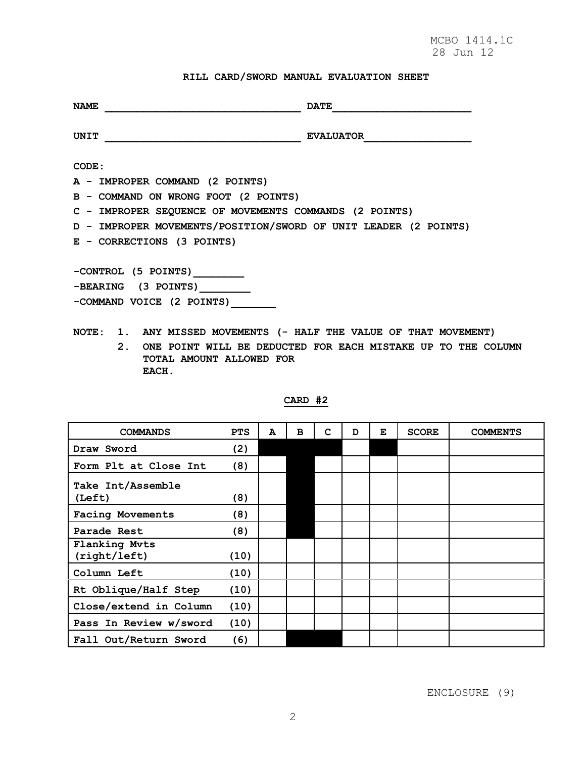**RILL CARD/SWORD MANUAL EVALUATION SHEET**

**NAME** ________________________________ **DATE**______________________

**UNIT** ________________________________ **EVALUATOR**_________________

**CODE:**

**A - IMPROPER COMMAND (2 POINTS)**
**B - COMMAND ON WRONG FOOT (2 POINTS)**
**C - IMPROPER SEQUENCE OF MOVEMENTS COMMANDS (2 POINTS)**
**D - IMPROPER MOVEMENTS/POSITION/SWORD OF UNIT LEADER (2 POINTS)**
**E - CORRECTIONS (3 POINTS)**

**-CONTROL (5 POINTS)________**
**-BEARING (3 POINTS)________**
**-COMMAND VOICE (2 POINTS)_______**

**NOTE: 1. ANY MISSED MOVEMENTS (- HALF THE VALUE OF THAT MOVEMENT)**
**2. ONE POINT WILL BE DEDUCTED FOR EACH MISTAKE UP TO THE COLUMN TOTAL AMOUNT ALLOWED FOR EACH.**

**CARD #2**

| COMMANDS | PTS | A | B | C | D | E | SCORE | COMMENTS |
|---|---|---|---|---|---|---|---|---|
| Draw Sword | (2) | ■ | ■ | ■ | | ■ | | |
| Form Plt at Close Int | (8) | | ■ | | | | | |
| Take Int/Assemble (Left) | (8) | | ■ | | | | | |
| Facing Movements | (8) | | ■ | | | | | |
| Parade Rest | (8) | | ■ | | | | | |
| Flanking Mvts (right/left) | (10) | | | | | | | |
| Column Left | (10) | | | | | | | |
| Rt Oblique/Half Step | (10) | | | | | | | |
| Close/extend in Column | (10) | | | | | | | |
| Pass In Review w/sword | (10) | | | | | | | |
| Fall Out/Return Sword | (6) | | ■ | ■ | | | | |

ENCLOSURE (9)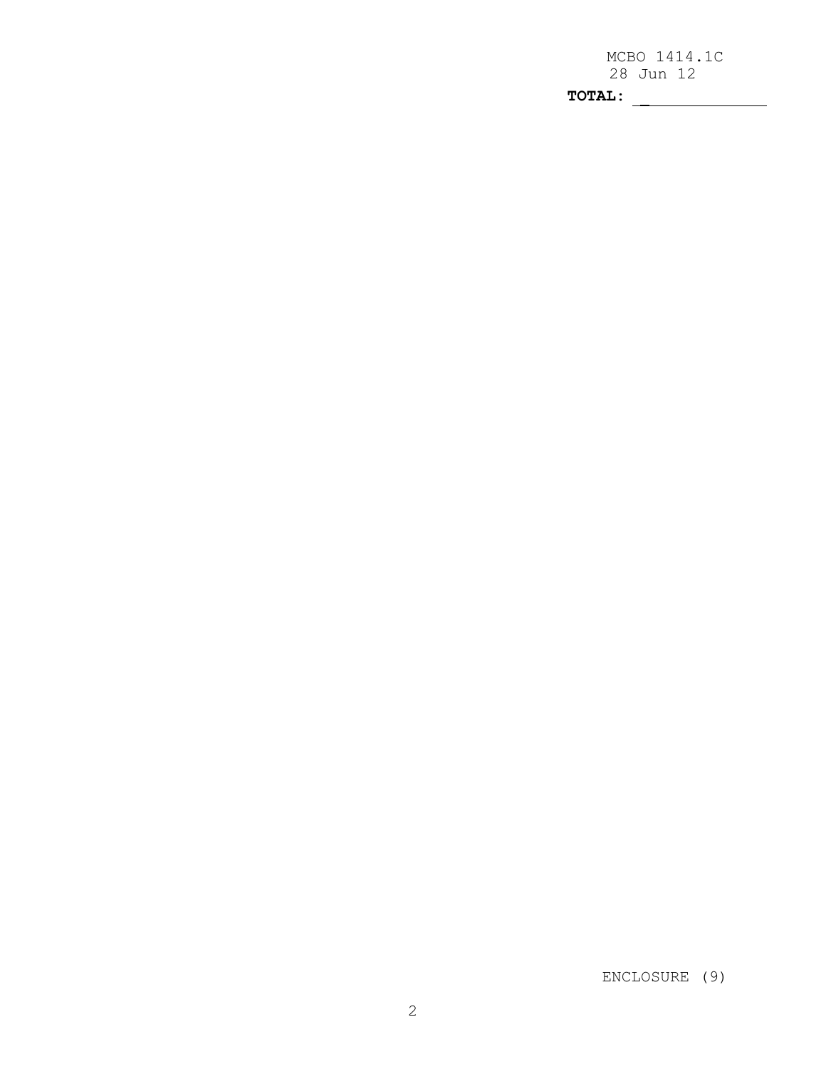**TOTAL:** ______________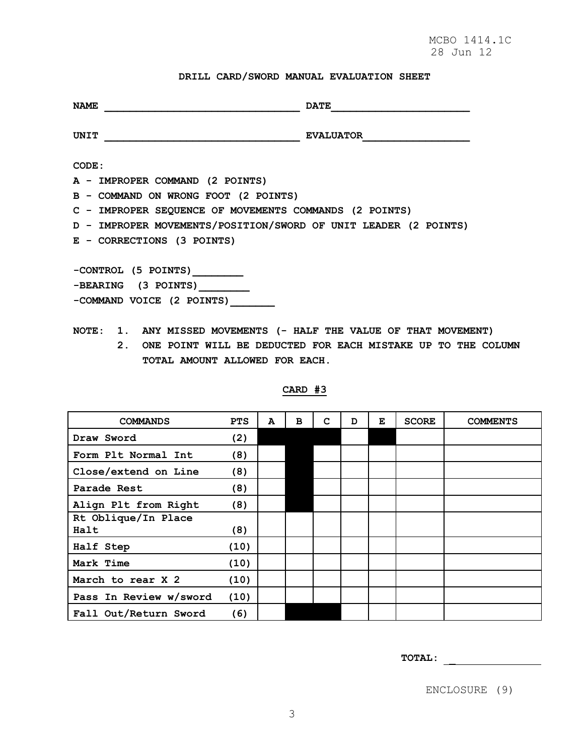MCBO 1414.1C
28 Jun 12

**DRILL CARD/SWORD MANUAL EVALUATION SHEET**

**NAME** ________________________________ **DATE**______________________

**UNIT** ________________________________ **EVALUATOR**_________________

**CODE:**

**A - IMPROPER COMMAND (2 POINTS)**
**B - COMMAND ON WRONG FOOT (2 POINTS)**
**C - IMPROPER SEQUENCE OF MOVEMENTS COMMANDS (2 POINTS)**
**D - IMPROPER MOVEMENTS/POSITION/SWORD OF UNIT LEADER (2 POINTS)**
**E - CORRECTIONS (3 POINTS)**

**-CONTROL (5 POINTS)________**
**-BEARING (3 POINTS)________**
**-COMMAND VOICE (2 POINTS)_______**

**NOTE: 1. ANY MISSED MOVEMENTS (- HALF THE VALUE OF THAT MOVEMENT)**
**2. ONE POINT WILL BE DEDUCTED FOR EACH MISTAKE UP TO THE COLUMN TOTAL AMOUNT ALLOWED FOR EACH.**

**CARD #3**

| COMMANDS | PTS | A | B | C | D | E | SCORE | COMMENTS |
|---|---|---|---|---|---|---|---|---|
| Draw Sword | (2) | ■ | ■ | ■ | | ■ | | |
| Form Plt Normal Int | (8) | | ■ | | | | | |
| Close/extend on Line | (8) | | ■ | | | | | |
| Parade Rest | (8) | | ■ | | | | | |
| Align Plt from Right | (8) | | ■ | | | | | |
| Rt Oblique/In Place Halt | (8) | | | | | | | |
| Half Step | (10) | | | | | | | |
| Mark Time | (10) | | | | | | | |
| March to rear X 2 | (10) | | | | | | | |
| Pass In Review w/sword | (10) | | | | | | | |
| Fall Out/Return Sword | (6) | | ■ | ■ | | | | |

**TOTAL:** _______________

ENCLOSURE (9)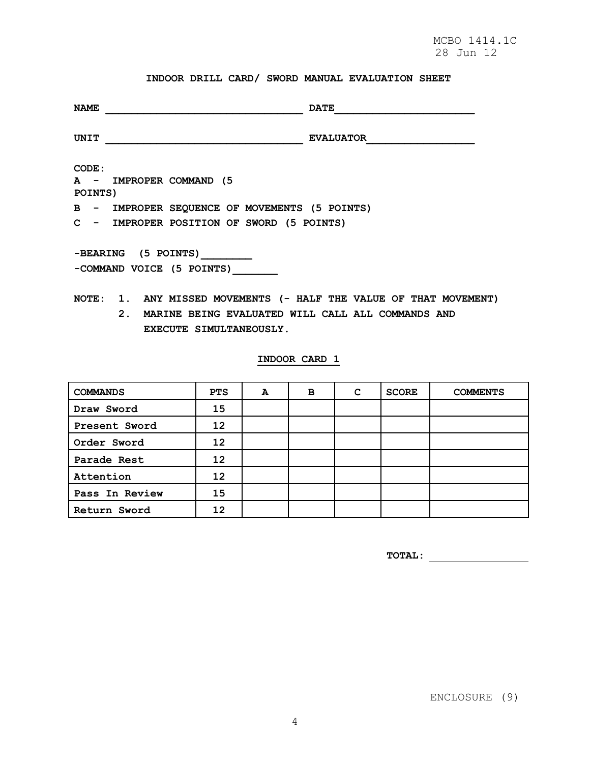## INDOOR DRILL CARD/ SWORD MANUAL EVALUATION SHEET

**NAME** ________________________________ **DATE**______________________

**UNIT** ________________________________ **EVALUATOR**_________________

**CODE:**

**A - IMPROPER COMMAND (5 POINTS)**

**B - IMPROPER SEQUENCE OF MOVEMENTS (5 POINTS)**

**C - IMPROPER POSITION OF SWORD (5 POINTS)**

**-BEARING (5 POINTS)________**

**-COMMAND VOICE (5 POINTS)_______**

**NOTE: 1. ANY MISSED MOVEMENTS (- HALF THE VALUE OF THAT MOVEMENT)**

**2. MARINE BEING EVALUATED WILL CALL ALL COMMANDS AND EXECUTE SIMULTANEOUSLY.**

### INDOOR CARD 1

| COMMANDS | PTS | A | B | C | SCORE | COMMENTS |
|---|---|---|---|---|---|---|
| Draw Sword | 15 | | | | | |
| Present Sword | 12 | | | | | |
| Order Sword | 12 | | | | | |
| Parade Rest | 12 | | | | | |
| Attention | 12 | | | | | |
| Pass In Review | 15 | | | | | |
| Return Sword | 12 | | | | | |

**TOTAL:** ________________

ENCLOSURE (9)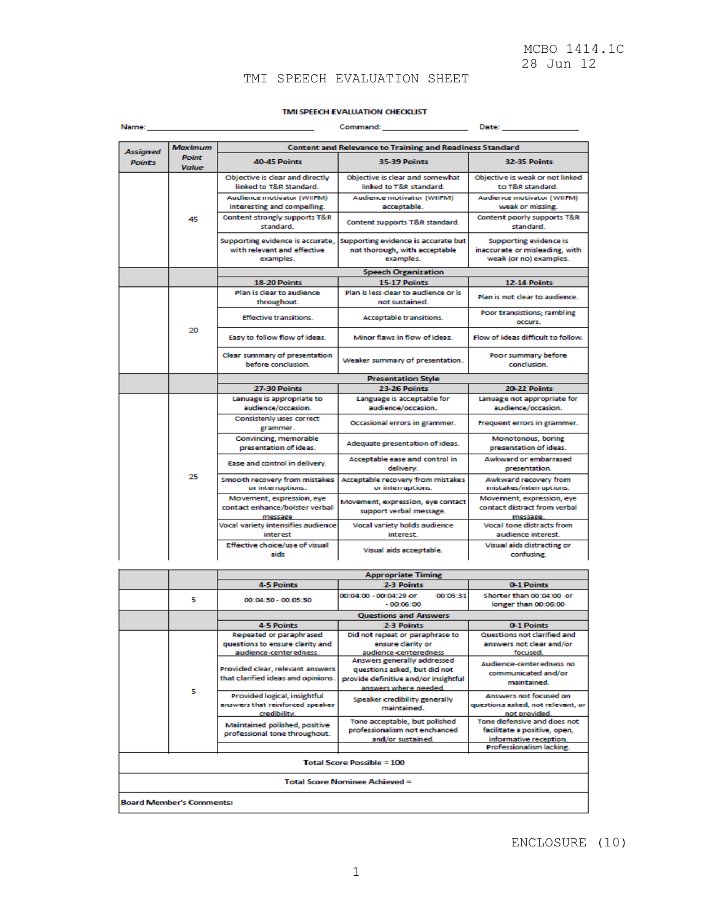# TMI SPEECH EVALUATION SHEET

**TMI SPEECH EVALUATION CHECKLIST**

Name: ______________________________ Command: ________________ Date: ______________

| Assigned Points | Maximum Point Value | Content and Relevance to Training and Readiness Standard | | |
|---|---|---|---|---|
| | | **40-45 Points** | **35-39 Points** | **32-35 Points** |
| | 45 | Objective is clear and directly linked to T&R Standard. | Objective is clear and somewhat linked to T&R standard. | Objective is weak or not linked to T&R standard. |
| | | Audience motivator (WIIFM) interesting and compelling. | Audience motivator (WIIFM) acceptable. | Audience motivator (WIIFM) weak or missing. |
| | | Content strongly supports T&R standard. | Content supports T&R standard. | Content poorly supports T&R standard. |
| | | Supporting evidence is accurate, with relevant and effective examples. | Supporting evidence is accurate but not thorough, with acceptable examples. | Supporting evidence is inaccurate or misleading, with weak (or no) examples. |
| | | **Speech Organization** | | |
| | | **18-20 Points** | **15-17 Points** | **12-14 Points** |
| | 20 | Plan is clear to audience throughout. | Plan is less clear to audience or is not sustained. | Plan is not clear to audience. |
| | | Effective transitions. | Acceptable transitions. | Poor transistions; rambling occurs. |
| | | Easy to follow flow of ideas. | Minor flaws in flow of ideas. | Flow of ideas difficult to follow. |
| | | Clear summary of presentation before conclusion. | Weaker summary of presentation. | Poor summary before conclusion. |
| | | **Presentation Style** | | |
| | | **27-30 Points** | **23-26 Points** | **20-22 Points** |
| | 25 | Lanuage is appropriate to audience/occasion. | Language is acceptable for audience/occasion. | Lanuage not appropriate for audience/occasion. |
| | | Consistenly uses correct grammer. | Occasional errors in grammer. | Frequent errors in grammer. |
| | | Convincing, memorable presentation of ideas. | Adequate presentation of ideas. | Monotonous, boring presentation of ideas. |
| | | Ease and control in delivery. | Acceptable ease and control in delivery. | Awkward or embarrased presentation. |
| | | Smooth recovery from mistakes or interruptions. | Acceptable recovery from mistakes or interruptions. | Awkward recovery from mistakes/interruptions. |
| | | Movement, expression, eye contact enhance/bolster verbal message | Movement, expression, eye contact support verbal message. | Movement, expression, eye contact distract from verbal message. |
| | | Vocal variety intensifies audience interest | Vocal variety holds audience interest. | Vocal tone distracts from audience interest. |
| | | Effective choice/use of visual aids | Visual aids acceptable. | Visual aids distracting or confusing. |
| | | **Appropriate Timing** | | |
| | | **4-5 Points** | **2-3 Points** | **0-1 Points** |
| | 5 | 00:04:30 - 00:05:30 | 00:04:00 - 00:04:29 or 00:05:31 - 00:06:00 | Shorter than 00:04:00 or longer than 00:06:00 |
| | | **Questions and Answers** | | |
| | | **4-5 Points** | **2-3 Points** | **0-1 Points** |
| | 5 | Repeated or paraphrased questions to ensure clarity and audience-centeredness. | Did not repeat or paraphrase to ensure clarity or audience-centeredness | Questions not clarified and answers not clear and/or focused. |
| | | Provided clear, relevant answers that clarified ideas and opinions. | Answers generally addressed questions asked, but did not provide definitive and/or insightful answers where needed. | Audience-centeredness no communicated and/or maintained. |
| | | Provided logical, insightful answers that reinforced speaker credibility. | Speaker credibility generally maintained. | Answers not focused on questions asked, not relevant, or not provided. |
| | | Maintained polished, positive professional tone throughout. | Tone acceptable, but polished professionalism not enchanced and/or sustained. | Tone defensive and does not facilitate a positive, open, informative reception. |
| | | | | Professionalism lacking. |
| **Total Score Possible = 100** | | | | |
| **Total Score Nominee Achieved =** | | | | |
| **Board Member's Comments:** | | | | |

ENCLOSURE (10)